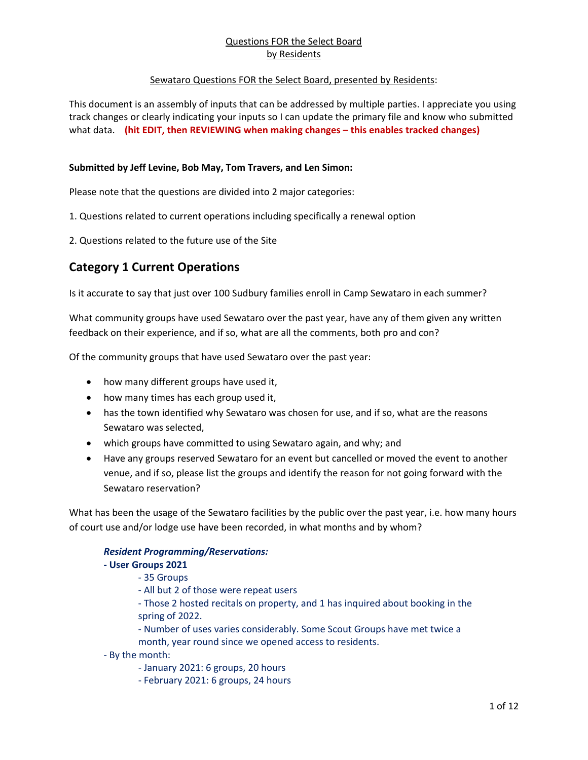Questions FOR the Select Board
by Residents

Sewataro Questions FOR the Select Board, presented by Residents:

This document is an assembly of inputs that can be addressed by multiple parties. I appreciate you using track changes or clearly indicating your inputs so I can update the primary file and know who submitted what data. **(hit EDIT, then REVIEWING when making changes – this enables tracked changes)**

**Submitted by Jeff Levine, Bob May, Tom Travers, and Len Simon:**

Please note that the questions are divided into 2 major categories:

1. Questions related to current operations including specifically a renewal option

2. Questions related to the future use of the Site

## Category 1 Current Operations

Is it accurate to say that just over 100 Sudbury families enroll in Camp Sewataro in each summer?

What community groups have used Sewataro over the past year, have any of them given any written feedback on their experience, and if so, what are all the comments, both pro and con?

Of the community groups that have used Sewataro over the past year:

- how many different groups have used it,
- how many times has each group used it,
- has the town identified why Sewataro was chosen for use, and if so, what are the reasons Sewataro was selected,
- which groups have committed to using Sewataro again, and why; and
- Have any groups reserved Sewataro for an event but cancelled or moved the event to another venue, and if so, please list the groups and identify the reason for not going forward with the Sewataro reservation?

What has been the usage of the Sewataro facilities by the public over the past year, i.e. how many hours of court use and/or lodge use have been recorded, in what months and by whom?

***Resident Programming/Reservations:***

**- User Groups 2021**

- 35 Groups
- All but 2 of those were repeat users
- Those 2 hosted recitals on property, and 1 has inquired about booking in the spring of 2022.
- Number of uses varies considerably. Some Scout Groups have met twice a month, year round since we opened access to residents.

- By the month:

- January 2021: 6 groups, 20 hours
- February 2021: 6 groups, 24 hours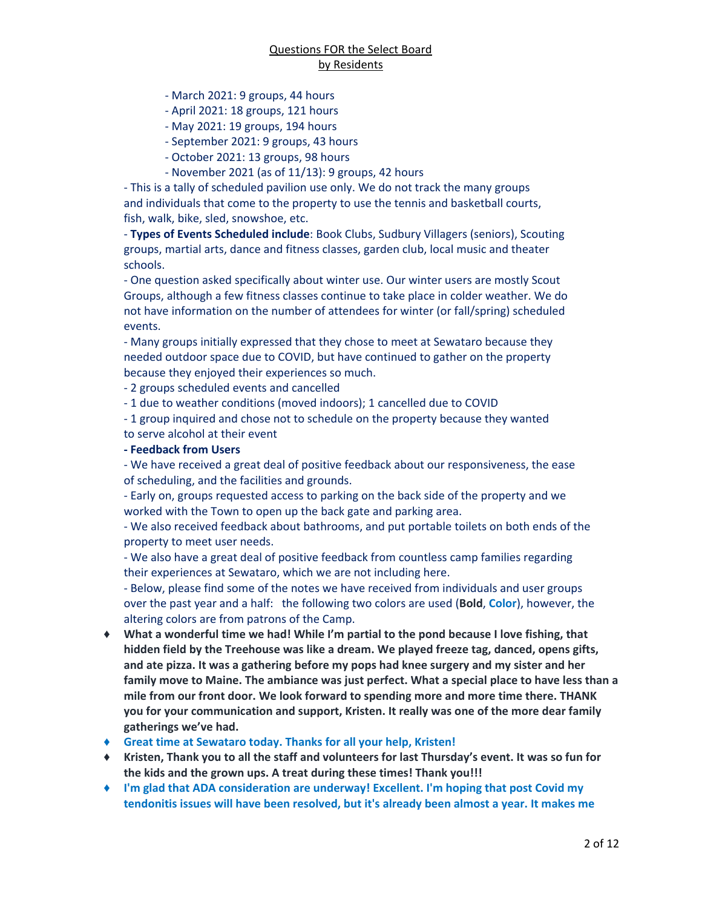## Questions FOR the Select Board by Residents

- March 2021: 9 groups, 44 hours
- April 2021: 18 groups, 121 hours
- May 2021: 19 groups, 194 hours
- September 2021: 9 groups, 43 hours
- October 2021: 13 groups, 98 hours
- November 2021 (as of 11/13): 9 groups, 42 hours

- This is a tally of scheduled pavilion use only. We do not track the many groups and individuals that come to the property to use the tennis and basketball courts, fish, walk, bike, sled, snowshoe, etc.

- **Types of Events Scheduled include**: Book Clubs, Sudbury Villagers (seniors), Scouting groups, martial arts, dance and fitness classes, garden club, local music and theater schools.

- One question asked specifically about winter use. Our winter users are mostly Scout Groups, although a few fitness classes continue to take place in colder weather. We do not have information on the number of attendees for winter (or fall/spring) scheduled events.

- Many groups initially expressed that they chose to meet at Sewataro because they needed outdoor space due to COVID, but have continued to gather on the property because they enjoyed their experiences so much.

- 2 groups scheduled events and cancelled

- 1 due to weather conditions (moved indoors); 1 cancelled due to COVID

- 1 group inquired and chose not to schedule on the property because they wanted to serve alcohol at their event

**- Feedback from Users**

- We have received a great deal of positive feedback about our responsiveness, the ease of scheduling, and the facilities and grounds.

- Early on, groups requested access to parking on the back side of the property and we worked with the Town to open up the back gate and parking area.

- We also received feedback about bathrooms, and put portable toilets on both ends of the property to meet user needs.

- We also have a great deal of positive feedback from countless camp families regarding their experiences at Sewataro, which we are not including here.

- Below, please find some of the notes we have received from individuals and user groups over the past year and a half: the following two colors are used (**Bold**, **Color**), however, the altering colors are from patrons of the Camp.

- **What a wonderful time we had! While I'm partial to the pond because I love fishing, that hidden field by the Treehouse was like a dream. We played freeze tag, danced, opens gifts, and ate pizza. It was a gathering before my pops had knee surgery and my sister and her family move to Maine. The ambiance was just perfect. What a special place to have less than a mile from our front door. We look forward to spending more and more time there. THANK you for your communication and support, Kristen. It really was one of the more dear family gatherings we've had.**
- **Great time at Sewataro today. Thanks for all your help, Kristen!**
- **Kristen, Thank you to all the staff and volunteers for last Thursday's event. It was so fun for the kids and the grown ups. A treat during these times! Thank you!!!**
- **I'm glad that ADA consideration are underway! Excellent. I'm hoping that post Covid my tendonitis issues will have been resolved, but it's already been almost a year. It makes me**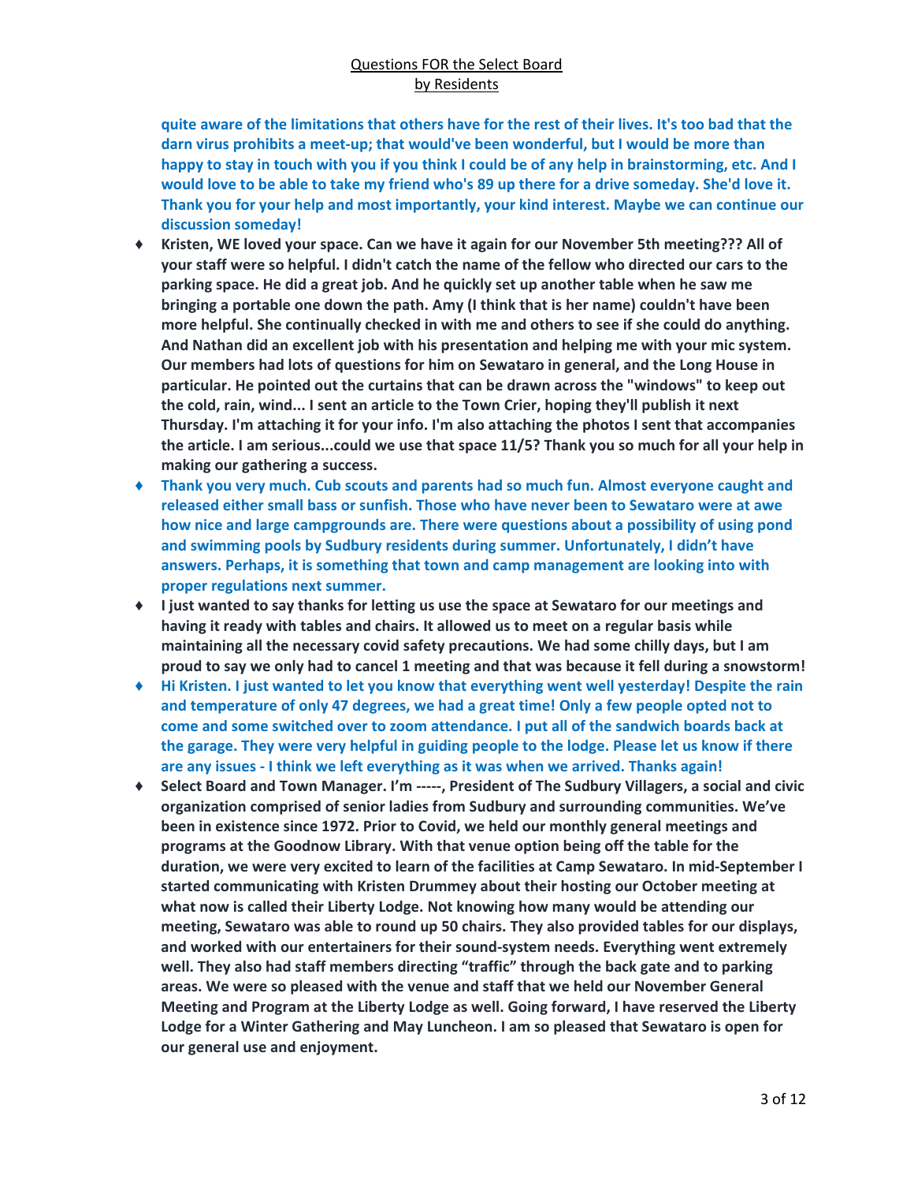Questions FOR the Select Board
by Residents

**quite aware of the limitations that others have for the rest of their lives. It's too bad that the darn virus prohibits a meet-up; that would've been wonderful, but I would be more than happy to stay in touch with you if you think I could be of any help in brainstorming, etc. And I would love to be able to take my friend who's 89 up there for a drive someday. She'd love it. Thank you for your help and most importantly, your kind interest. Maybe we can continue our discussion someday!**

- **Kristen, WE loved your space. Can we have it again for our November 5th meeting??? All of your staff were so helpful. I didn't catch the name of the fellow who directed our cars to the parking space. He did a great job. And he quickly set up another table when he saw me bringing a portable one down the path. Amy (I think that is her name) couldn't have been more helpful. She continually checked in with me and others to see if she could do anything. And Nathan did an excellent job with his presentation and helping me with your mic system. Our members had lots of questions for him on Sewataro in general, and the Long House in particular. He pointed out the curtains that can be drawn across the "windows" to keep out the cold, rain, wind... I sent an article to the Town Crier, hoping they'll publish it next Thursday. I'm attaching it for your info. I'm also attaching the photos I sent that accompanies the article. I am serious...could we use that space 11/5? Thank you so much for all your help in making our gathering a success.**
- **Thank you very much. Cub scouts and parents had so much fun. Almost everyone caught and released either small bass or sunfish. Those who have never been to Sewataro were at awe how nice and large campgrounds are. There were questions about a possibility of using pond and swimming pools by Sudbury residents during summer. Unfortunately, I didn't have answers. Perhaps, it is something that town and camp management are looking into with proper regulations next summer.**
- **I just wanted to say thanks for letting us use the space at Sewataro for our meetings and having it ready with tables and chairs. It allowed us to meet on a regular basis while maintaining all the necessary covid safety precautions. We had some chilly days, but I am proud to say we only had to cancel 1 meeting and that was because it fell during a snowstorm!**
- **Hi Kristen. I just wanted to let you know that everything went well yesterday! Despite the rain and temperature of only 47 degrees, we had a great time! Only a few people opted not to come and some switched over to zoom attendance. I put all of the sandwich boards back at the garage. They were very helpful in guiding people to the lodge. Please let us know if there are any issues - I think we left everything as it was when we arrived. Thanks again!**
- **Select Board and Town Manager. I'm -----, President of The Sudbury Villagers, a social and civic organization comprised of senior ladies from Sudbury and surrounding communities. We've been in existence since 1972. Prior to Covid, we held our monthly general meetings and programs at the Goodnow Library. With that venue option being off the table for the duration, we were very excited to learn of the facilities at Camp Sewataro. In mid-September I started communicating with Kristen Drummey about their hosting our October meeting at what now is called their Liberty Lodge. Not knowing how many would be attending our meeting, Sewataro was able to round up 50 chairs. They also provided tables for our displays, and worked with our entertainers for their sound-system needs. Everything went extremely well. They also had staff members directing "traffic" through the back gate and to parking areas. We were so pleased with the venue and staff that we held our November General Meeting and Program at the Liberty Lodge as well. Going forward, I have reserved the Liberty Lodge for a Winter Gathering and May Luncheon. I am so pleased that Sewataro is open for our general use and enjoyment.**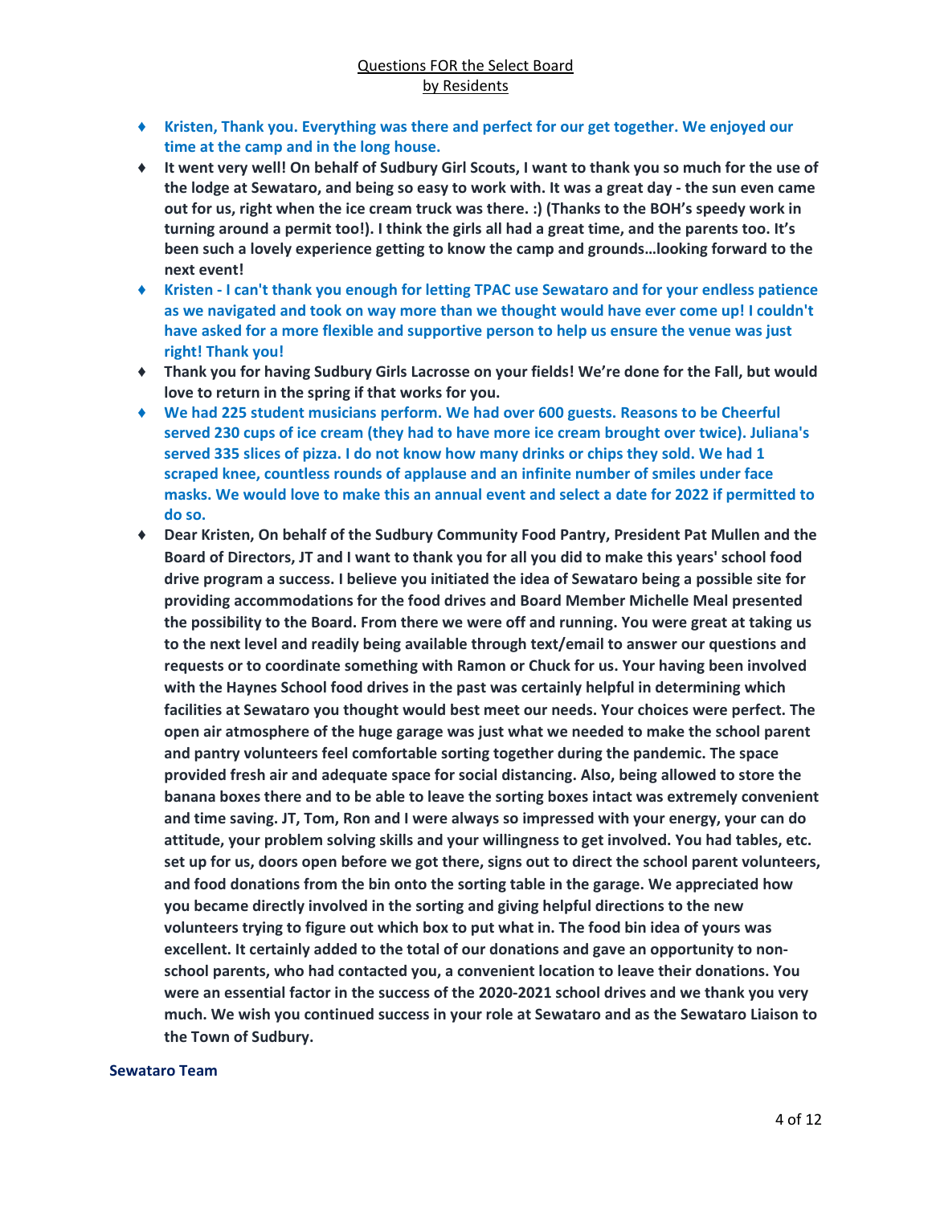Questions FOR the Select Board
by Residents

- **Kristen, Thank you. Everything was there and perfect for our get together. We enjoyed our time at the camp and in the long house.**
- **It went very well! On behalf of Sudbury Girl Scouts, I want to thank you so much for the use of the lodge at Sewataro, and being so easy to work with. It was a great day - the sun even came out for us, right when the ice cream truck was there. :) (Thanks to the BOH's speedy work in turning around a permit too!). I think the girls all had a great time, and the parents too. It's been such a lovely experience getting to know the camp and grounds…looking forward to the next event!**
- **Kristen - I can't thank you enough for letting TPAC use Sewataro and for your endless patience as we navigated and took on way more than we thought would have ever come up! I couldn't have asked for a more flexible and supportive person to help us ensure the venue was just right! Thank you!**
- **Thank you for having Sudbury Girls Lacrosse on your fields! We're done for the Fall, but would love to return in the spring if that works for you.**
- **We had 225 student musicians perform. We had over 600 guests. Reasons to be Cheerful served 230 cups of ice cream (they had to have more ice cream brought over twice). Juliana's served 335 slices of pizza. I do not know how many drinks or chips they sold. We had 1 scraped knee, countless rounds of applause and an infinite number of smiles under face masks. We would love to make this an annual event and select a date for 2022 if permitted to do so.**
- **Dear Kristen, On behalf of the Sudbury Community Food Pantry, President Pat Mullen and the Board of Directors, JT and I want to thank you for all you did to make this years' school food drive program a success. I believe you initiated the idea of Sewataro being a possible site for providing accommodations for the food drives and Board Member Michelle Meal presented the possibility to the Board. From there we were off and running. You were great at taking us to the next level and readily being available through text/email to answer our questions and requests or to coordinate something with Ramon or Chuck for us. Your having been involved with the Haynes School food drives in the past was certainly helpful in determining which facilities at Sewataro you thought would best meet our needs. Your choices were perfect. The open air atmosphere of the huge garage was just what we needed to make the school parent and pantry volunteers feel comfortable sorting together during the pandemic. The space provided fresh air and adequate space for social distancing. Also, being allowed to store the banana boxes there and to be able to leave the sorting boxes intact was extremely convenient and time saving. JT, Tom, Ron and I were always so impressed with your energy, your can do attitude, your problem solving skills and your willingness to get involved. You had tables, etc. set up for us, doors open before we got there, signs out to direct the school parent volunteers, and food donations from the bin onto the sorting table in the garage. We appreciated how you became directly involved in the sorting and giving helpful directions to the new volunteers trying to figure out which box to put what in. The food bin idea of yours was excellent. It certainly added to the total of our donations and gave an opportunity to non-school parents, who had contacted you, a convenient location to leave their donations. You were an essential factor in the success of the 2020-2021 school drives and we thank you very much. We wish you continued success in your role at Sewataro and as the Sewataro Liaison to the Town of Sudbury.**

**Sewataro Team**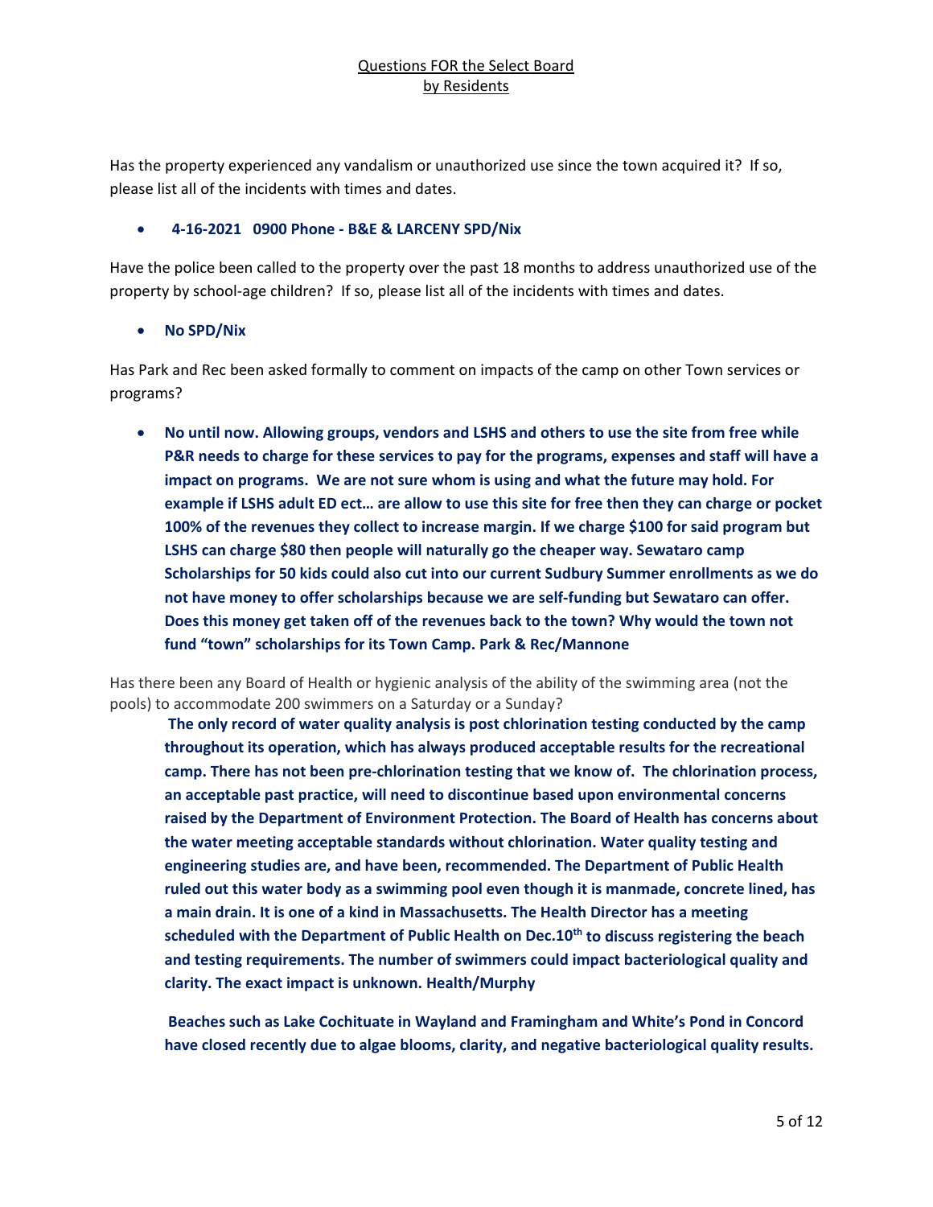Questions FOR the Select Board
by Residents

Has the property experienced any vandalism or unauthorized use since the town acquired it? If so, please list all of the incidents with times and dates.

- **4-16-2021 0900 Phone - B&E & LARCENY SPD/Nix**

Have the police been called to the property over the past 18 months to address unauthorized use of the property by school-age children? If so, please list all of the incidents with times and dates.

- **No SPD/Nix**

Has Park and Rec been asked formally to comment on impacts of the camp on other Town services or programs?

- **No until now. Allowing groups, vendors and LSHS and others to use the site from free while P&R needs to charge for these services to pay for the programs, expenses and staff will have a impact on programs. We are not sure whom is using and what the future may hold. For example if LSHS adult ED ect… are allow to use this site for free then they can charge or pocket 100% of the revenues they collect to increase margin. If we charge $100 for said program but LSHS can charge $80 then people will naturally go the cheaper way. Sewataro camp Scholarships for 50 kids could also cut into our current Sudbury Summer enrollments as we do not have money to offer scholarships because we are self-funding but Sewataro can offer. Does this money get taken off of the revenues back to the town? Why would the town not fund "town" scholarships for its Town Camp. Park & Rec/Mannone**

Has there been any Board of Health or hygienic analysis of the ability of the swimming area (not the pools) to accommodate 200 swimmers on a Saturday or a Sunday?

**The only record of water quality analysis is post chlorination testing conducted by the camp throughout its operation, which has always produced acceptable results for the recreational camp. There has not been pre-chlorination testing that we know of. The chlorination process, an acceptable past practice, will need to discontinue based upon environmental concerns raised by the Department of Environment Protection. The Board of Health has concerns about the water meeting acceptable standards without chlorination. Water quality testing and engineering studies are, and have been, recommended. The Department of Public Health ruled out this water body as a swimming pool even though it is manmade, concrete lined, has a main drain. It is one of a kind in Massachusetts. The Health Director has a meeting scheduled with the Department of Public Health on Dec.10th to discuss registering the beach and testing requirements. The number of swimmers could impact bacteriological quality and clarity. The exact impact is unknown. Health/Murphy**

**Beaches such as Lake Cochituate in Wayland and Framingham and White's Pond in Concord have closed recently due to algae blooms, clarity, and negative bacteriological quality results.**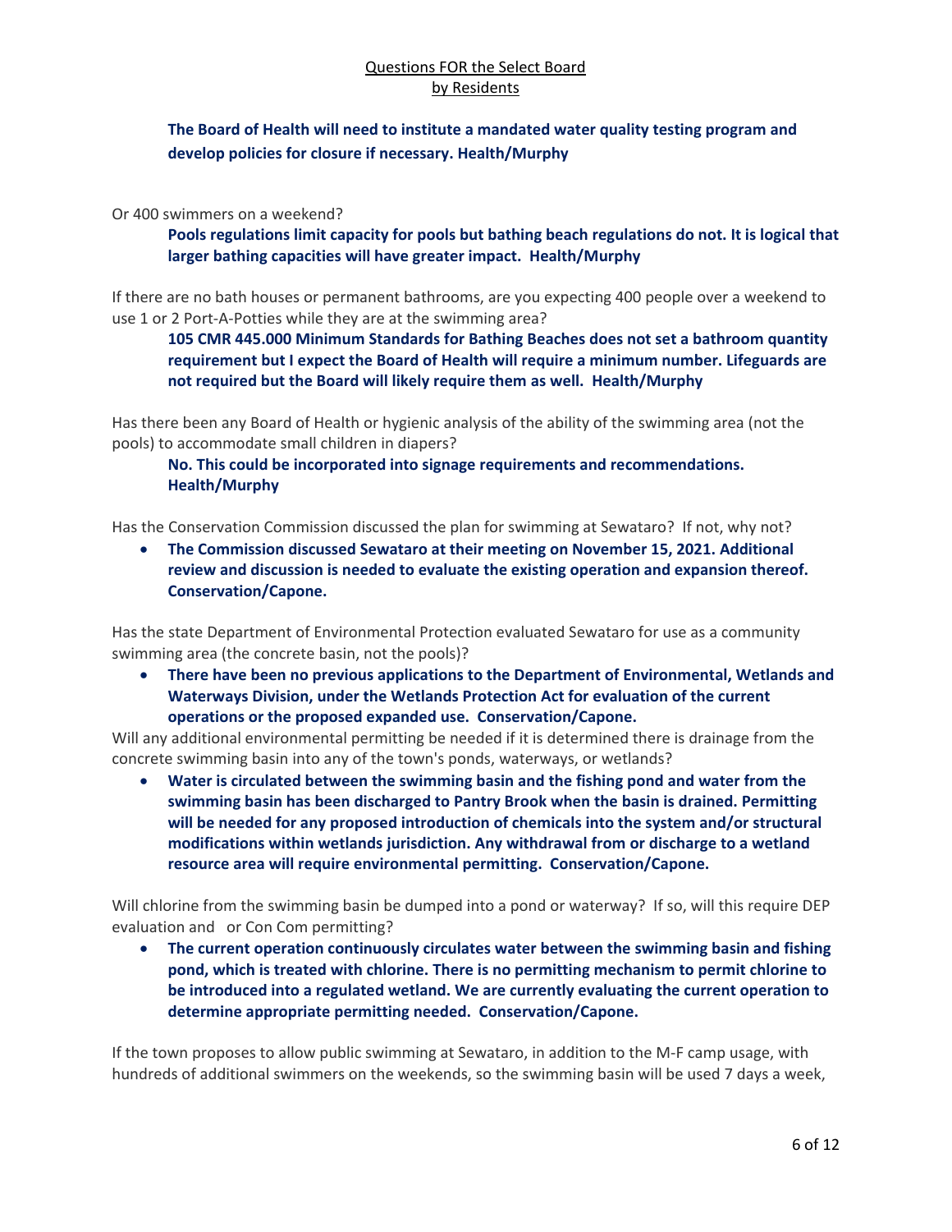Questions FOR the Select Board by Residents

**The Board of Health will need to institute a mandated water quality testing program and develop policies for closure if necessary. Health/Murphy**

Or 400 swimmers on a weekend?

**Pools regulations limit capacity for pools but bathing beach regulations do not. It is logical that larger bathing capacities will have greater impact. Health/Murphy**

If there are no bath houses or permanent bathrooms, are you expecting 400 people over a weekend to use 1 or 2 Port-A-Potties while they are at the swimming area?

**105 CMR 445.000 Minimum Standards for Bathing Beaches does not set a bathroom quantity requirement but I expect the Board of Health will require a minimum number. Lifeguards are not required but the Board will likely require them as well. Health/Murphy**

Has there been any Board of Health or hygienic analysis of the ability of the swimming area (not the pools) to accommodate small children in diapers?

**No. This could be incorporated into signage requirements and recommendations. Health/Murphy**

Has the Conservation Commission discussed the plan for swimming at Sewataro? If not, why not?

- **The Commission discussed Sewataro at their meeting on November 15, 2021. Additional review and discussion is needed to evaluate the existing operation and expansion thereof. Conservation/Capone.**

Has the state Department of Environmental Protection evaluated Sewataro for use as a community swimming area (the concrete basin, not the pools)?

- **There have been no previous applications to the Department of Environmental, Wetlands and Waterways Division, under the Wetlands Protection Act for evaluation of the current operations or the proposed expanded use. Conservation/Capone.**

Will any additional environmental permitting be needed if it is determined there is drainage from the concrete swimming basin into any of the town's ponds, waterways, or wetlands?

- **Water is circulated between the swimming basin and the fishing pond and water from the swimming basin has been discharged to Pantry Brook when the basin is drained. Permitting will be needed for any proposed introduction of chemicals into the system and/or structural modifications within wetlands jurisdiction. Any withdrawal from or discharge to a wetland resource area will require environmental permitting. Conservation/Capone.**

Will chlorine from the swimming basin be dumped into a pond or waterway? If so, will this require DEP evaluation and or Con Com permitting?

- **The current operation continuously circulates water between the swimming basin and fishing pond, which is treated with chlorine. There is no permitting mechanism to permit chlorine to be introduced into a regulated wetland. We are currently evaluating the current operation to determine appropriate permitting needed. Conservation/Capone.**

If the town proposes to allow public swimming at Sewataro, in addition to the M-F camp usage, with hundreds of additional swimmers on the weekends, so the swimming basin will be used 7 days a week,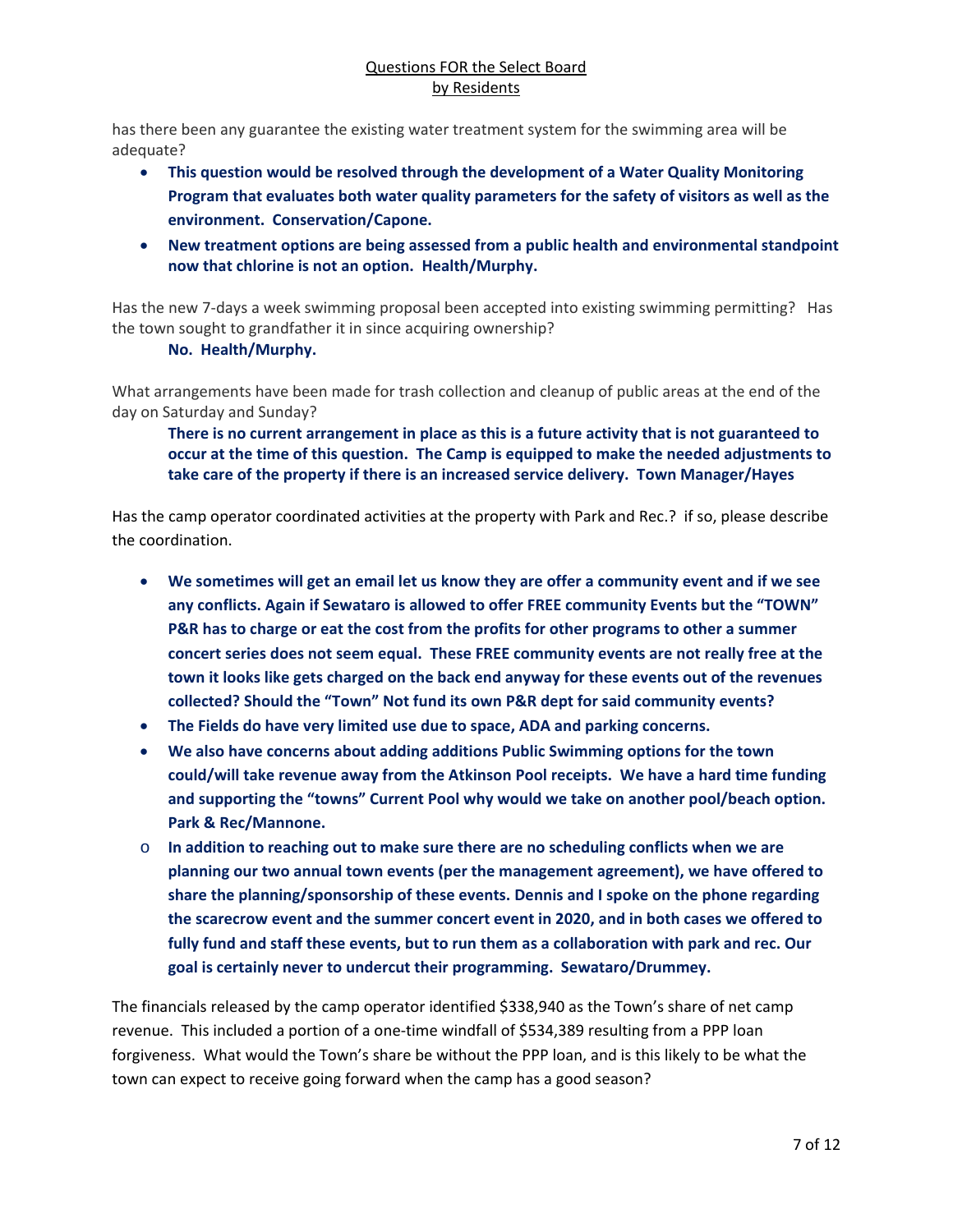has there been any guarantee the existing water treatment system for the swimming area will be adequate?

- **This question would be resolved through the development of a Water Quality Monitoring Program that evaluates both water quality parameters for the safety of visitors as well as the environment. Conservation/Capone.**
- **New treatment options are being assessed from a public health and environmental standpoint now that chlorine is not an option. Health/Murphy.**

Has the new 7-days a week swimming proposal been accepted into existing swimming permitting? Has the town sought to grandfather it in since acquiring ownership?

**No. Health/Murphy.**

What arrangements have been made for trash collection and cleanup of public areas at the end of the day on Saturday and Sunday?

**There is no current arrangement in place as this is a future activity that is not guaranteed to occur at the time of this question. The Camp is equipped to make the needed adjustments to take care of the property if there is an increased service delivery. Town Manager/Hayes**

Has the camp operator coordinated activities at the property with Park and Rec.? if so, please describe the coordination.

- **We sometimes will get an email let us know they are offer a community event and if we see any conflicts. Again if Sewataro is allowed to offer FREE community Events but the "TOWN" P&R has to charge or eat the cost from the profits for other programs to other a summer concert series does not seem equal. These FREE community events are not really free at the town it looks like gets charged on the back end anyway for these events out of the revenues collected? Should the "Town" Not fund its own P&R dept for said community events?**
- **The Fields do have very limited use due to space, ADA and parking concerns.**
- **We also have concerns about adding additions Public Swimming options for the town could/will take revenue away from the Atkinson Pool receipts. We have a hard time funding and supporting the "towns" Current Pool why would we take on another pool/beach option. Park & Rec/Mannone.**
    - **In addition to reaching out to make sure there are no scheduling conflicts when we are planning our two annual town events (per the management agreement), we have offered to share the planning/sponsorship of these events. Dennis and I spoke on the phone regarding the scarecrow event and the summer concert event in 2020, and in both cases we offered to fully fund and staff these events, but to run them as a collaboration with park and rec. Our goal is certainly never to undercut their programming. Sewataro/Drummey.**

The financials released by the camp operator identified $338,940 as the Town's share of net camp revenue. This included a portion of a one-time windfall of $534,389 resulting from a PPP loan forgiveness. What would the Town's share be without the PPP loan, and is this likely to be what the town can expect to receive going forward when the camp has a good season?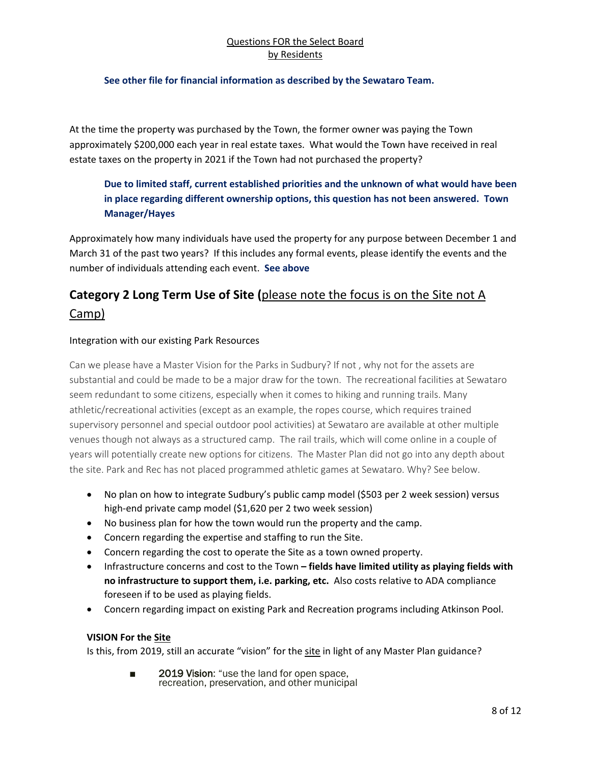Questions FOR the Select Board
by Residents

**See other file for financial information as described by the Sewataro Team.**

At the time the property was purchased by the Town, the former owner was paying the Town approximately $200,000 each year in real estate taxes. What would the Town have received in real estate taxes on the property in 2021 if the Town had not purchased the property?

> **Due to limited staff, current established priorities and the unknown of what would have been in place regarding different ownership options, this question has not been answered. Town Manager/Hayes**

Approximately how many individuals have used the property for any purpose between December 1 and March 31 of the past two years? If this includes any formal events, please identify the events and the number of individuals attending each event. **See above**

## Category 2 Long Term Use of Site (please note the focus is on the Site not A Camp)

Integration with our existing Park Resources

Can we please have a Master Vision for the Parks in Sudbury? If not , why not for the assets are substantial and could be made to be a major draw for the town. The recreational facilities at Sewataro seem redundant to some citizens, especially when it comes to hiking and running trails. Many athletic/recreational activities (except as an example, the ropes course, which requires trained supervisory personnel and special outdoor pool activities) at Sewataro are available at other multiple venues though not always as a structured camp. The rail trails, which will come online in a couple of years will potentially create new options for citizens. The Master Plan did not go into any depth about the site. Park and Rec has not placed programmed athletic games at Sewataro. Why? See below.

- No plan on how to integrate Sudbury's public camp model ($503 per 2 week session) versus high-end private camp model ($1,620 per 2 two week session)
- No business plan for how the town would run the property and the camp.
- Concern regarding the expertise and staffing to run the Site.
- Concern regarding the cost to operate the Site as a town owned property.
- Infrastructure concerns and cost to the Town **– fields have limited utility as playing fields with no infrastructure to support them, i.e. parking, etc.** Also costs relative to ADA compliance foreseen if to be used as playing fields.
- Concern regarding impact on existing Park and Recreation programs including Atkinson Pool.

**VISION For the Site**

Is this, from 2019, still an accurate "vision" for the site in light of any Master Plan guidance?

- 2019 Vision: "use the land for open space, recreation, preservation, and other municipal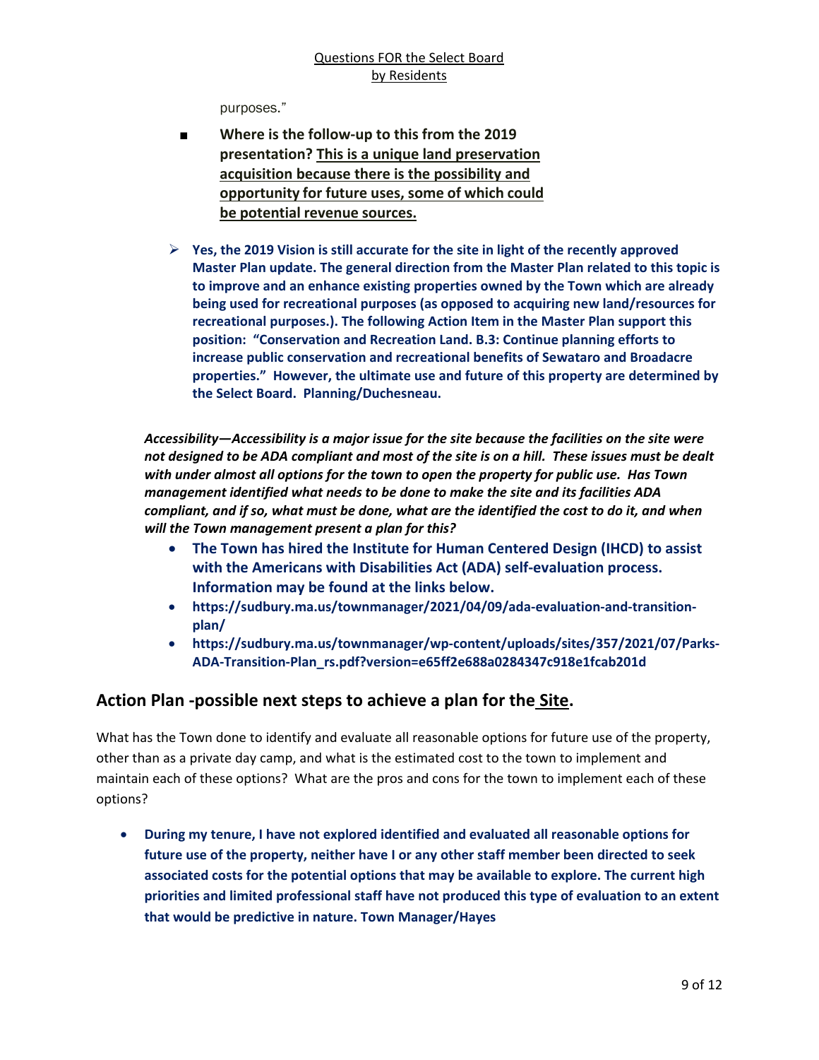purposes."

- **Where is the follow-up to this from the 2019 presentation? <u>This is a unique land preservation acquisition because there is the possibility and opportunity for future uses, some of which could be potential revenue sources.</u>**

- **Yes, the 2019 Vision is still accurate for the site in light of the recently approved Master Plan update. The general direction from the Master Plan related to this topic is to improve and an enhance existing properties owned by the Town which are already being used for recreational purposes (as opposed to acquiring new land/resources for recreational purposes.). The following Action Item in the Master Plan support this position: "Conservation and Recreation Land. B.3: Continue planning efforts to increase public conservation and recreational benefits of Sewataro and Broadacre properties." However, the ultimate use and future of this property are determined by the Select Board. Planning/Duchesneau.**

***Accessibility—Accessibility is a major issue for the site because the facilities on the site were not designed to be ADA compliant and most of the site is on a hill. These issues must be dealt with under almost all options for the town to open the property for public use. Has Town management identified what needs to be done to make the site and its facilities ADA compliant, and if so, what must be done, what are the identified the cost to do it, and when will the Town management present a plan for this?***

- **The Town has hired the Institute for Human Centered Design (IHCD) to assist with the Americans with Disabilities Act (ADA) self-evaluation process. Information may be found at the links below.**
- **https://sudbury.ma.us/townmanager/2021/04/09/ada-evaluation-and-transition-plan/**
- **https://sudbury.ma.us/townmanager/wp-content/uploads/sites/357/2021/07/Parks-ADA-Transition-Plan_rs.pdf?version=e65ff2e688a0284347c918e1fcab201d**

## Action Plan -possible next steps to achieve a plan for the <u>Site</u>.

What has the Town done to identify and evaluate all reasonable options for future use of the property, other than as a private day camp, and what is the estimated cost to the town to implement and maintain each of these options? What are the pros and cons for the town to implement each of these options?

- **During my tenure, I have not explored identified and evaluated all reasonable options for future use of the property, neither have I or any other staff member been directed to seek associated costs for the potential options that may be available to explore. The current high priorities and limited professional staff have not produced this type of evaluation to an extent that would be predictive in nature. Town Manager/Hayes**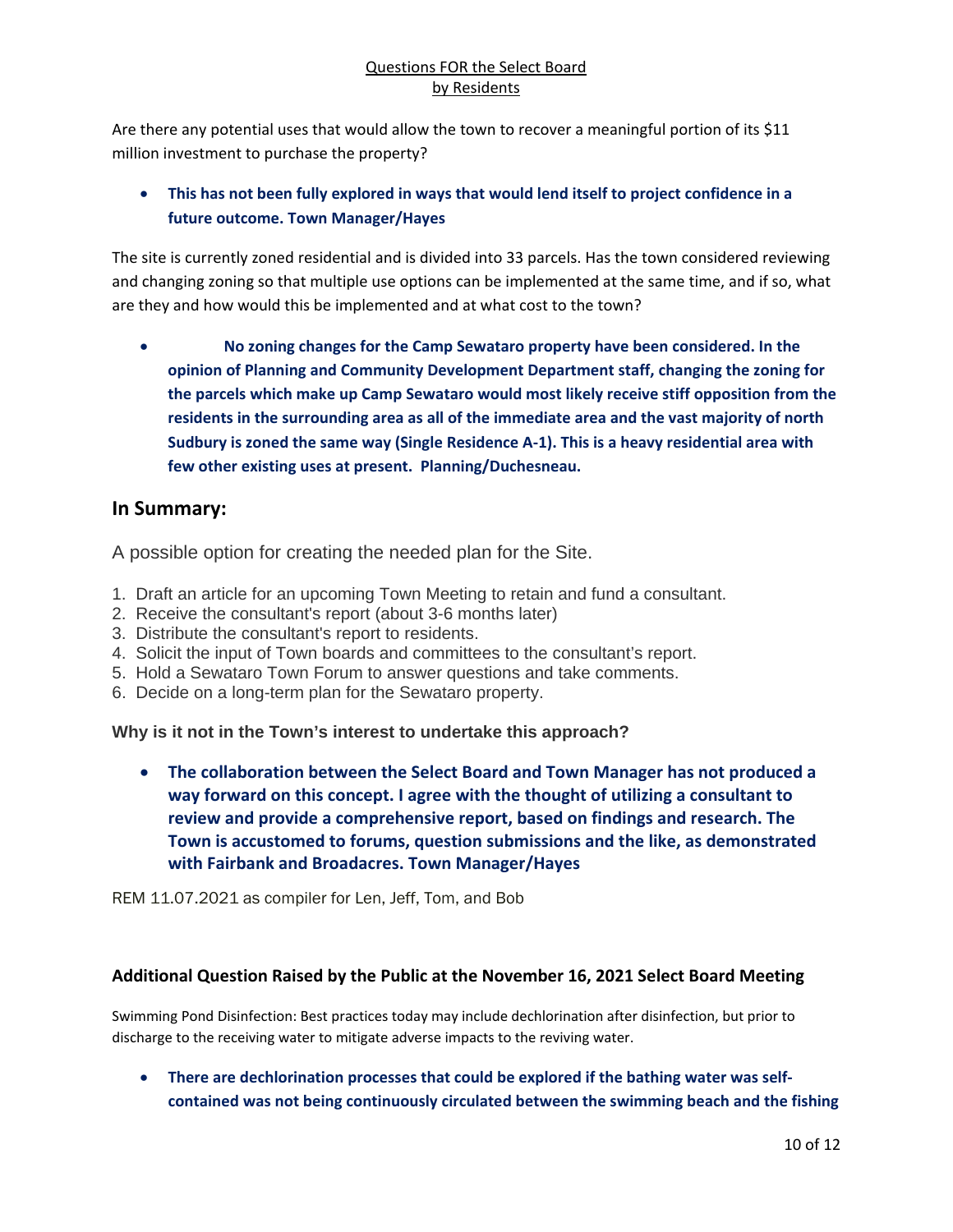Questions FOR the Select Board
by Residents

Are there any potential uses that would allow the town to recover a meaningful portion of its $11 million investment to purchase the property?

- **This has not been fully explored in ways that would lend itself to project confidence in a future outcome. Town Manager/Hayes**

The site is currently zoned residential and is divided into 33 parcels. Has the town considered reviewing and changing zoning so that multiple use options can be implemented at the same time, and if so, what are they and how would this be implemented and at what cost to the town?

- **No zoning changes for the Camp Sewataro property have been considered. In the opinion of Planning and Community Development Department staff, changing the zoning for the parcels which make up Camp Sewataro would most likely receive stiff opposition from the residents in the surrounding area as all of the immediate area and the vast majority of north Sudbury is zoned the same way (Single Residence A-1). This is a heavy residential area with few other existing uses at present. Planning/Duchesneau.**

## In Summary:

A possible option for creating the needed plan for the Site.

1. Draft an article for an upcoming Town Meeting to retain and fund a consultant.
2. Receive the consultant's report (about 3-6 months later)
3. Distribute the consultant's report to residents.
4. Solicit the input of Town boards and committees to the consultant's report.
5. Hold a Sewataro Town Forum to answer questions and take comments.
6. Decide on a long-term plan for the Sewataro property.

**Why is it not in the Town's interest to undertake this approach?**

- **The collaboration between the Select Board and Town Manager has not produced a way forward on this concept. I agree with the thought of utilizing a consultant to review and provide a comprehensive report, based on findings and research. The Town is accustomed to forums, question submissions and the like, as demonstrated with Fairbank and Broadacres. Town Manager/Hayes**

REM 11.07.2021 as compiler for Len, Jeff, Tom, and Bob

### Additional Question Raised by the Public at the November 16, 2021 Select Board Meeting

Swimming Pond Disinfection: Best practices today may include dechlorination after disinfection, but prior to discharge to the receiving water to mitigate adverse impacts to the reviving water.

- **There are dechlorination processes that could be explored if the bathing water was self-contained was not being continuously circulated between the swimming beach and the fishing**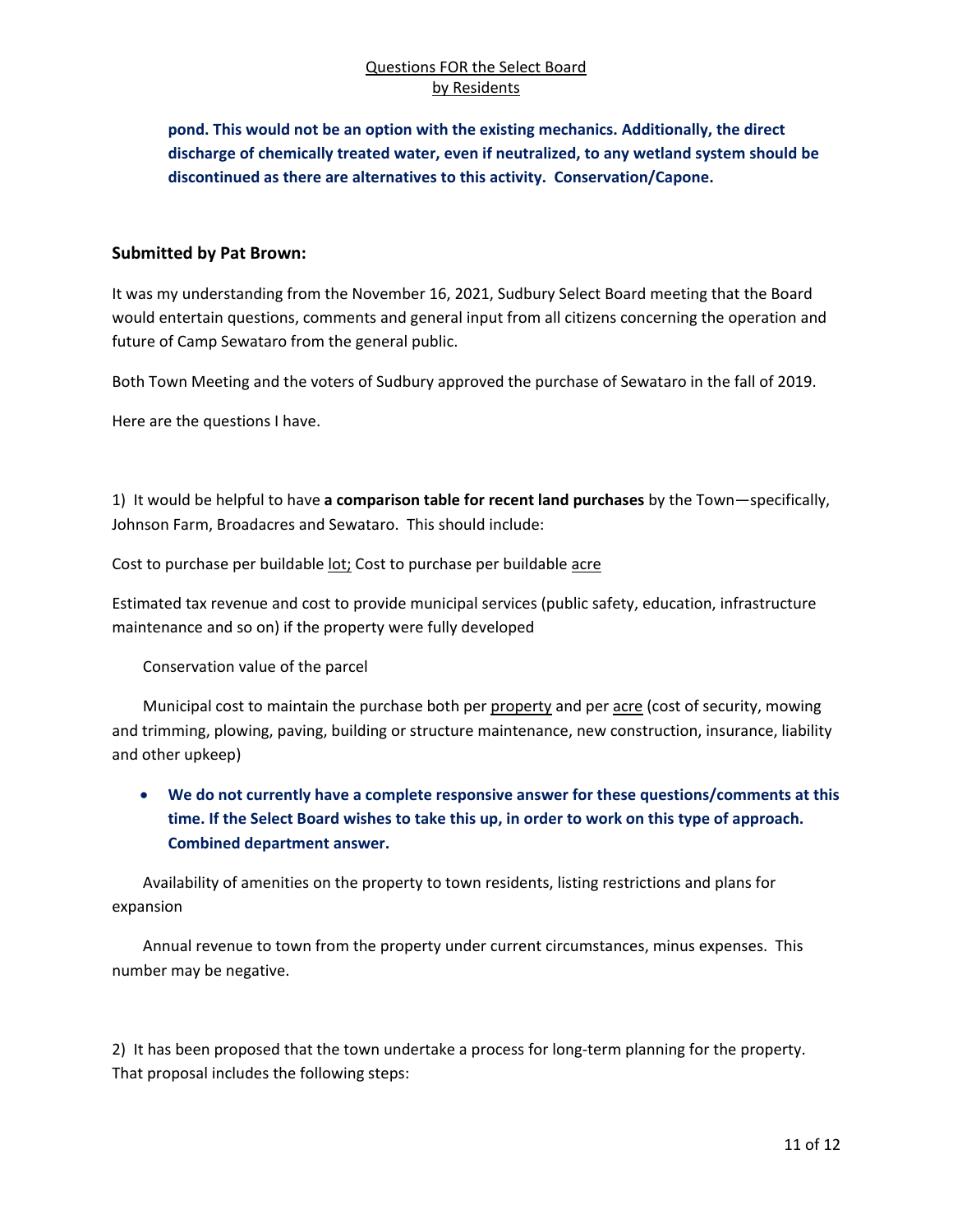**pond. This would not be an option with the existing mechanics. Additionally, the direct discharge of chemically treated water, even if neutralized, to any wetland system should be discontinued as there are alternatives to this activity. Conservation/Capone.**

### Submitted by Pat Brown:

It was my understanding from the November 16, 2021, Sudbury Select Board meeting that the Board would entertain questions, comments and general input from all citizens concerning the operation and future of Camp Sewataro from the general public.

Both Town Meeting and the voters of Sudbury approved the purchase of Sewataro in the fall of 2019.

Here are the questions I have.

1) It would be helpful to have **a comparison table for recent land purchases** by the Town—specifically, Johnson Farm, Broadacres and Sewataro. This should include:

Cost to purchase per buildable lot; Cost to purchase per buildable acre

Estimated tax revenue and cost to provide municipal services (public safety, education, infrastructure maintenance and so on) if the property were fully developed

Conservation value of the parcel

Municipal cost to maintain the purchase both per property and per acre (cost of security, mowing and trimming, plowing, paving, building or structure maintenance, new construction, insurance, liability and other upkeep)

- **We do not currently have a complete responsive answer for these questions/comments at this time. If the Select Board wishes to take this up, in order to work on this type of approach. Combined department answer.**

Availability of amenities on the property to town residents, listing restrictions and plans for expansion

Annual revenue to town from the property under current circumstances, minus expenses. This number may be negative.

2) It has been proposed that the town undertake a process for long-term planning for the property. That proposal includes the following steps: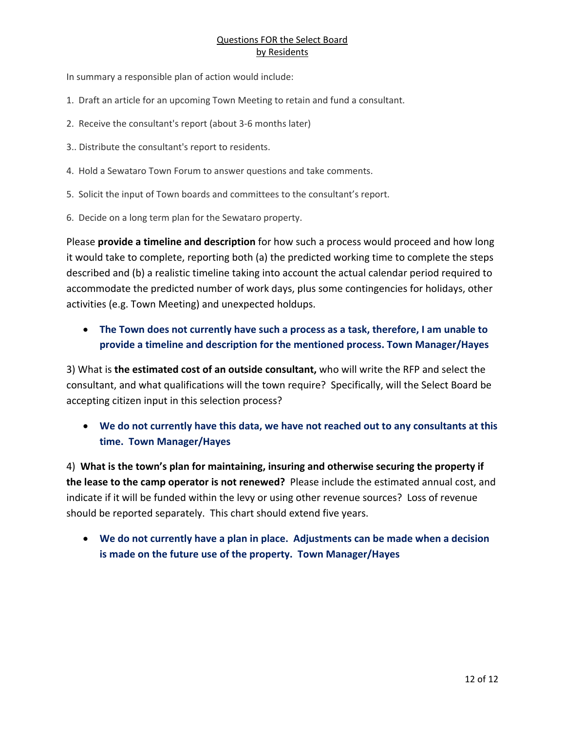Questions FOR the Select Board
by Residents

In summary a responsible plan of action would include:

1. Draft an article for an upcoming Town Meeting to retain and fund a consultant.
2. Receive the consultant's report (about 3-6 months later)
3.. Distribute the consultant's report to residents.
4. Hold a Sewataro Town Forum to answer questions and take comments.
5. Solicit the input of Town boards and committees to the consultant's report.
6. Decide on a long term plan for the Sewataro property.

Please **provide a timeline and description** for how such a process would proceed and how long it would take to complete, reporting both (a) the predicted working time to complete the steps described and (b) a realistic timeline taking into account the actual calendar period required to accommodate the predicted number of work days, plus some contingencies for holidays, other activities (e.g. Town Meeting) and unexpected holdups.

- **The Town does not currently have such a process as a task, therefore, I am unable to provide a timeline and description for the mentioned process. Town Manager/Hayes**

3) What is **the estimated cost of an outside consultant,** who will write the RFP and select the consultant, and what qualifications will the town require? Specifically, will the Select Board be accepting citizen input in this selection process?

- **We do not currently have this data, we have not reached out to any consultants at this time. Town Manager/Hayes**

4) **What is the town's plan for maintaining, insuring and otherwise securing the property if the lease to the camp operator is not renewed?** Please include the estimated annual cost, and indicate if it will be funded within the levy or using other revenue sources? Loss of revenue should be reported separately. This chart should extend five years.

- **We do not currently have a plan in place. Adjustments can be made when a decision is made on the future use of the property. Town Manager/Hayes**